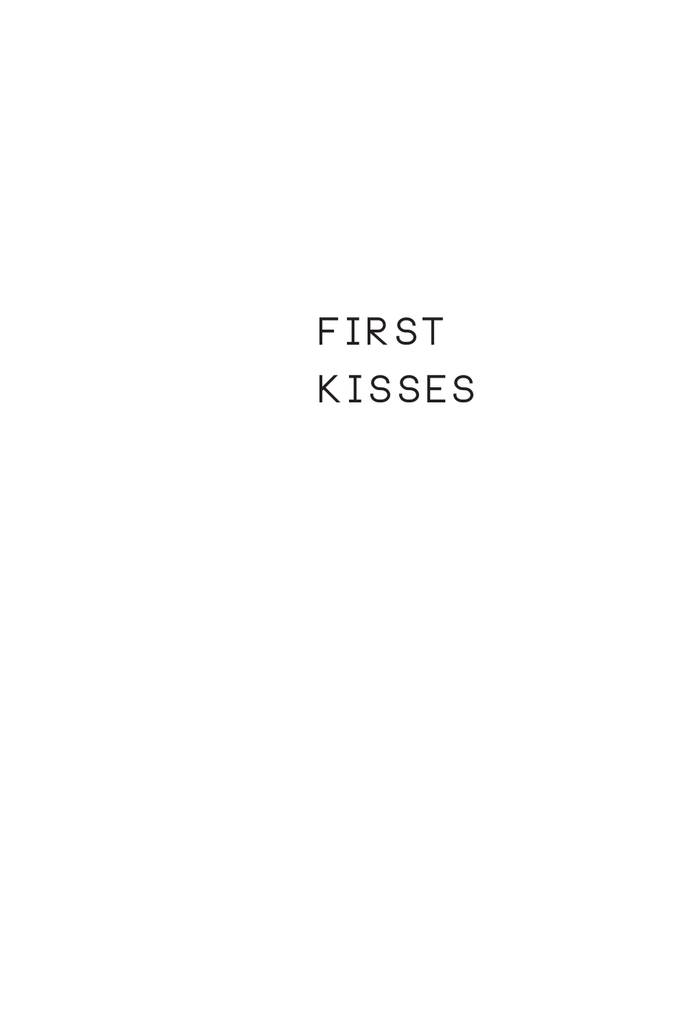# FIRST KISSES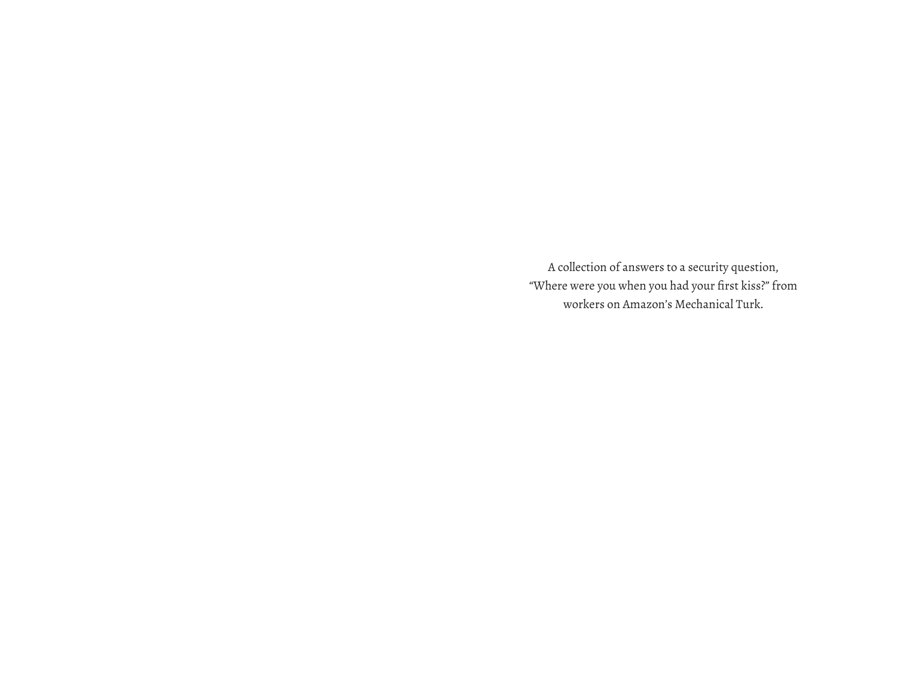A collection of answers to a security question, “Where were you when you had your first kiss?” from workers on Amazon’s Mechanical Turk.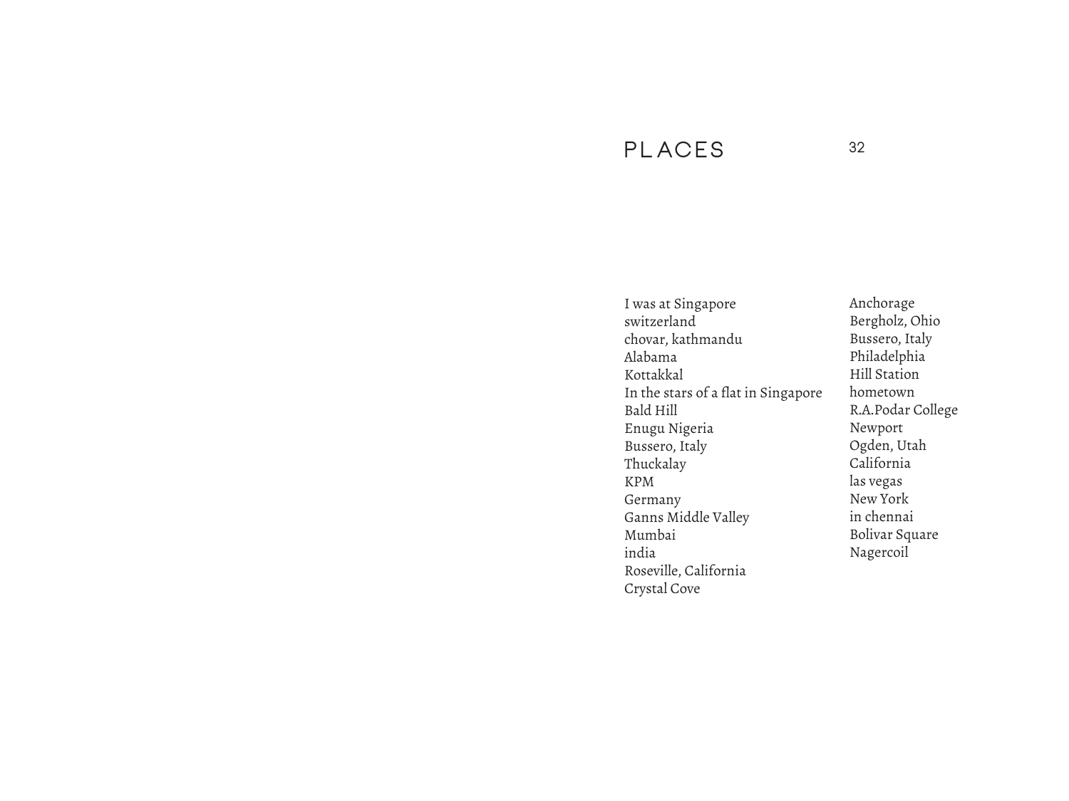# PLACES

I was at Singapore
switzerland
chovar, kathmandu
Alabama
Kottakkal
In the stars of a flat in Singapore
Bald Hill
Enugu Nigeria
Bussero, Italy
Thuckalay
KPM
Germany
Ganns Middle Valley
Mumbai
india
Roseville, California
Crystal Cove
Anchorage
Bergholz, Ohio
Bussero, Italy
Philadelphia
Hill Station
hometown
R.A.Podar College
Newport
Ogden, Utah
California
las vegas
New York
in chennai
Bolivar Square
Nagercoil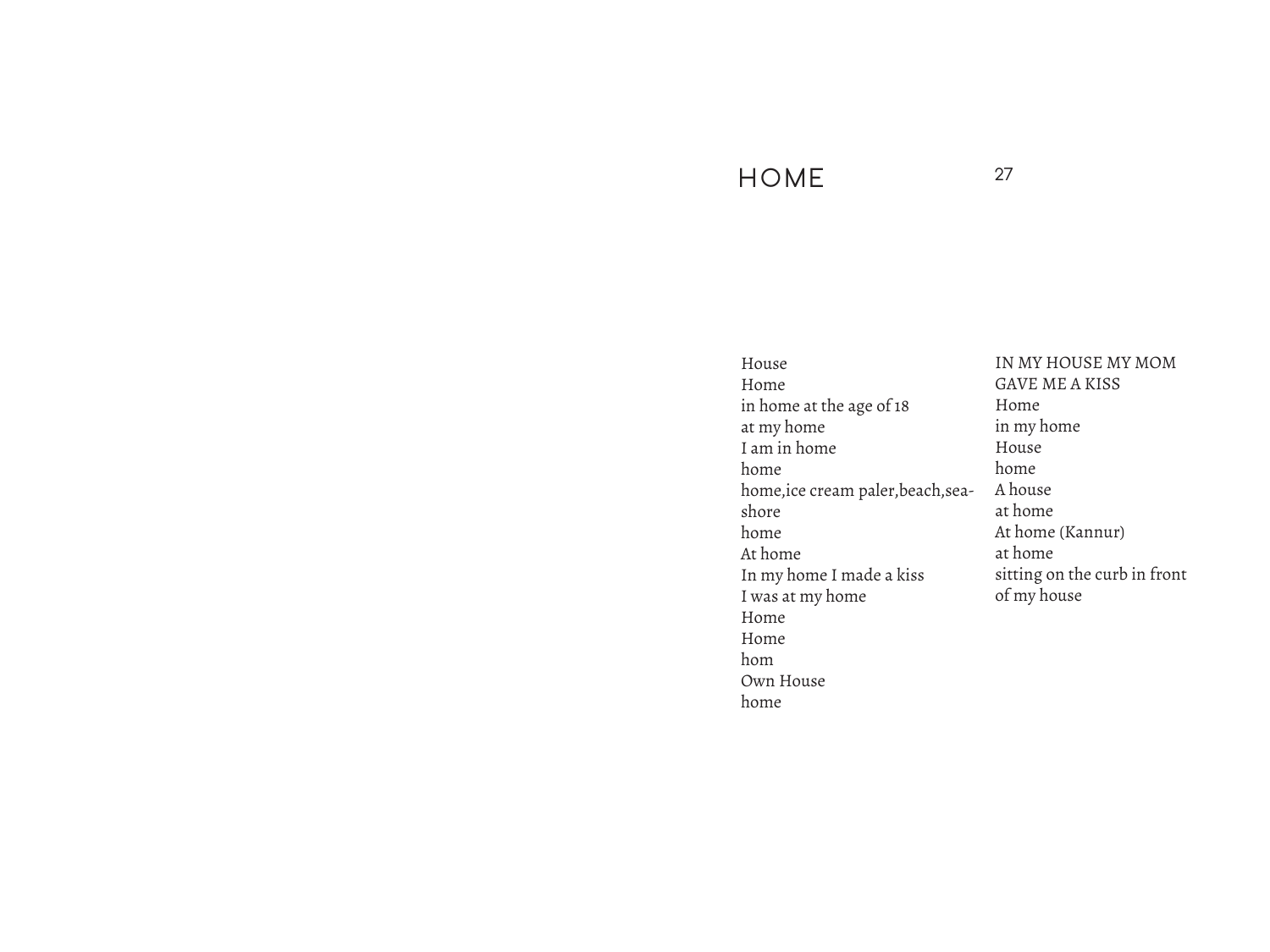# HOME

House
Home
in home at the age of 18
at my home
I am in home
home
home,ice cream paler,beach,sea-shore
home
At home
In my home I made a kiss
I was at my home
Home
Home
hom
Own House
home
IN MY HOUSE MY MOM GAVE ME A KISS
Home
in my home
House
home
A house
at home
At home (Kannur)
at home
sitting on the curb in front of my house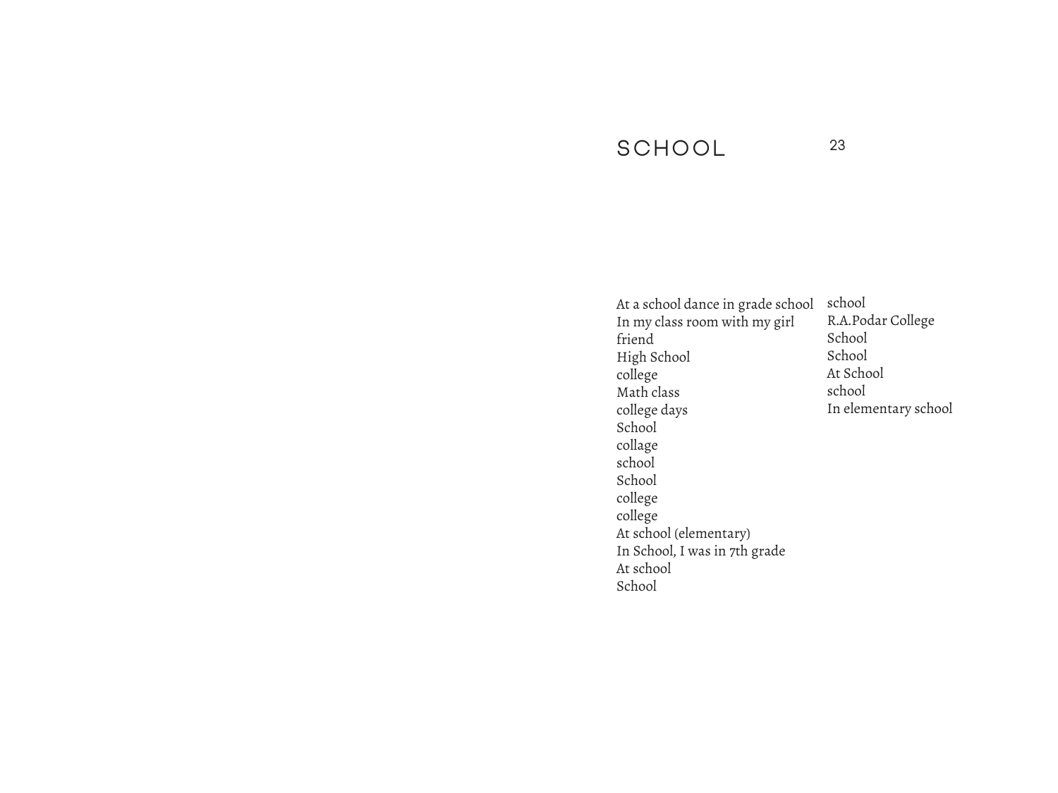# SCHOOL

At a school dance in grade school
In my class room with my girl friend
High School
college
Math class
college days
School
collage
school
School
college
college
At school (elementary)
In School, I was in 7th grade
At school
School
school
R.A.Podar College
School
School
At School
school
In elementary school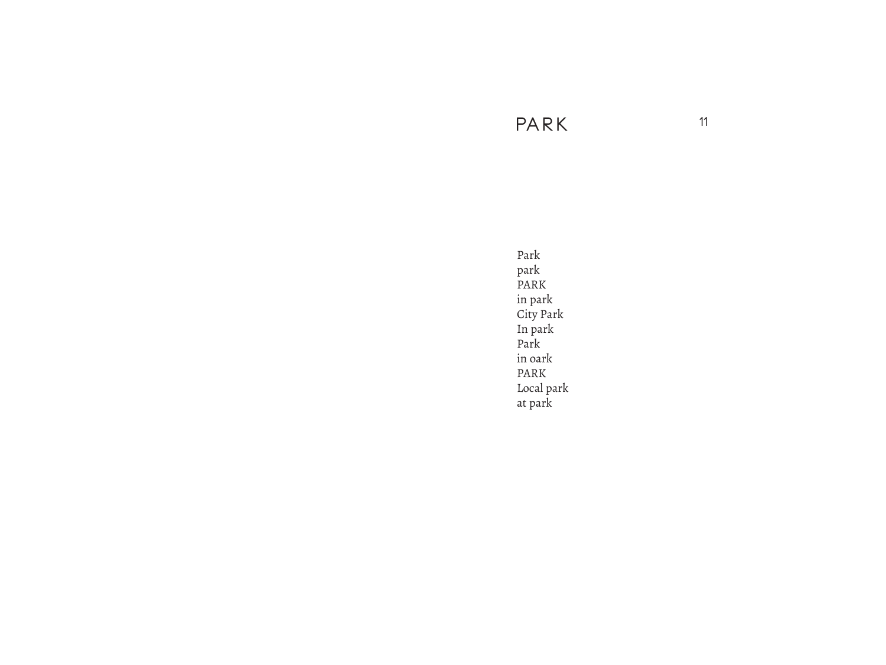# PARK

Park
park
PARK
in park
City Park
In park
Park
in oark
PARK
Local park
at park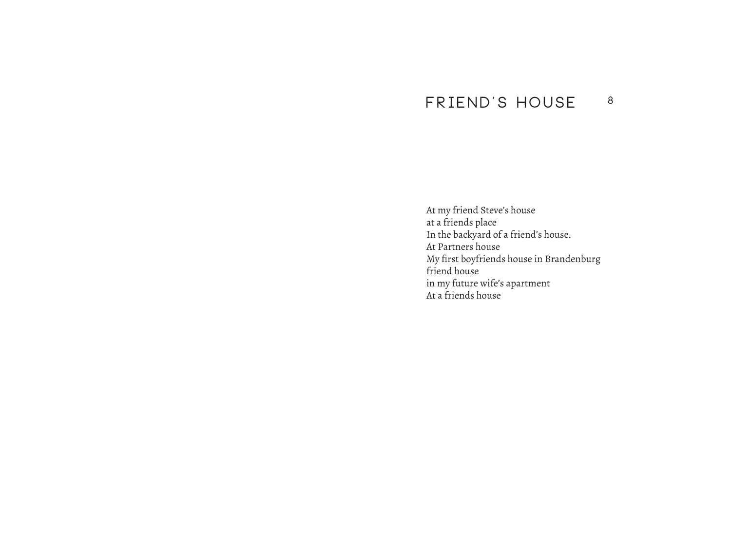# FRIEND'S HOUSE

At my friend Steve's house
at a friends place
In the backyard of a friend's house.
At Partners house
My first boyfriends house in Brandenburg
friend house
in my future wife's apartment
At a friends house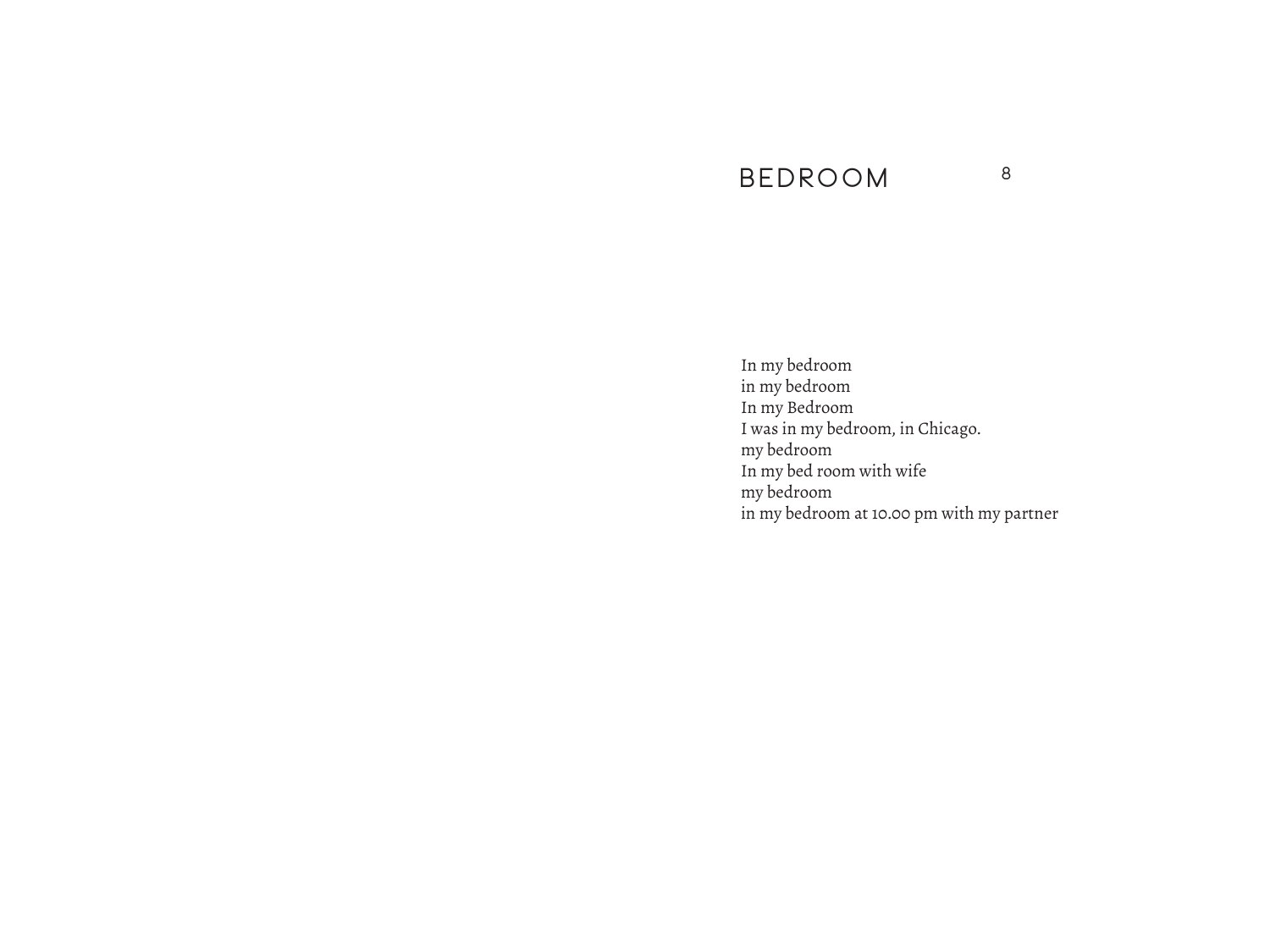# BEDROOM

In my bedroom  
in my bedroom  
In my Bedroom  
I was in my bedroom, in Chicago.  
my bedroom  
In my bed room with wife  
my bedroom  
in my bedroom at 10.00 pm with my partner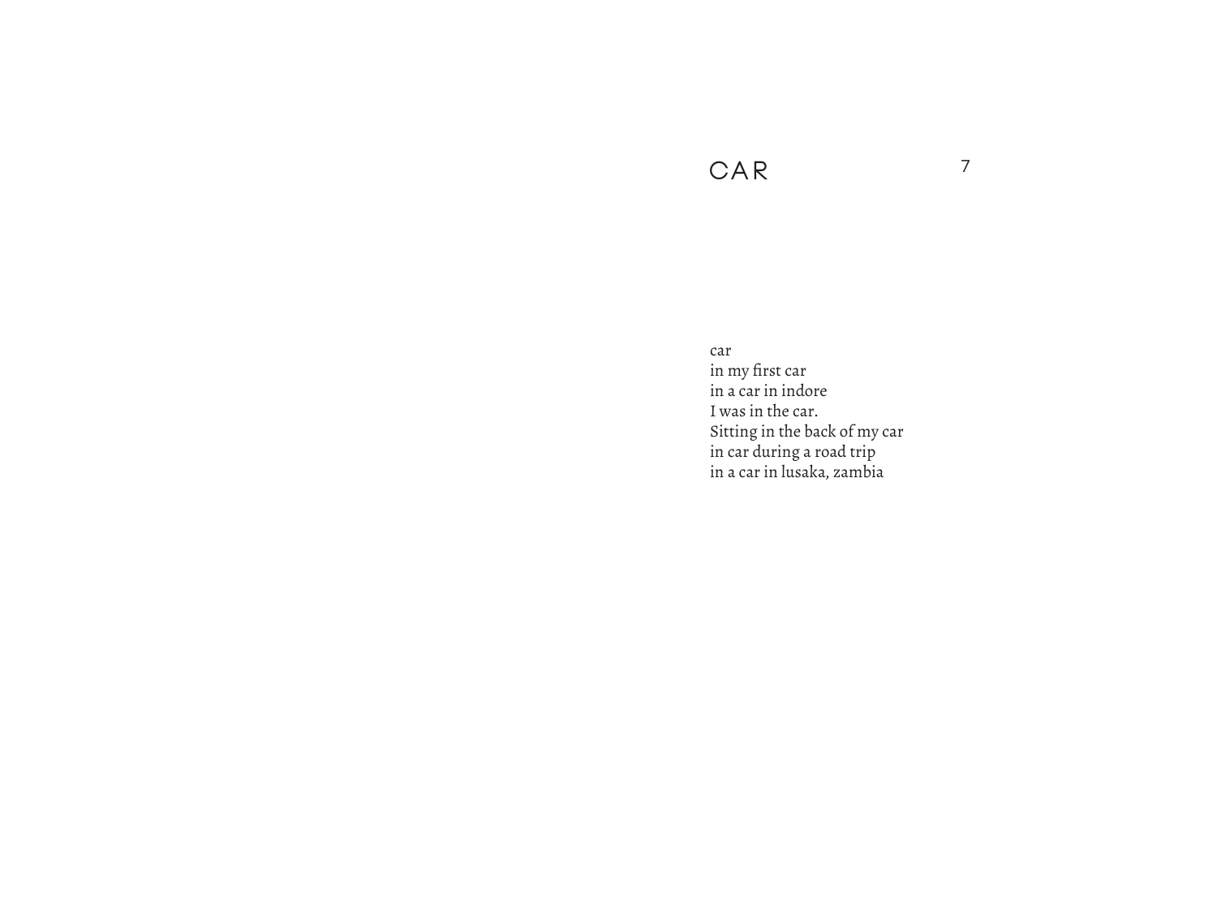# CAR

car
in my first car
in a car in indore
I was in the car.
Sitting in the back of my car
in car during a road trip
in a car in lusaka, zambia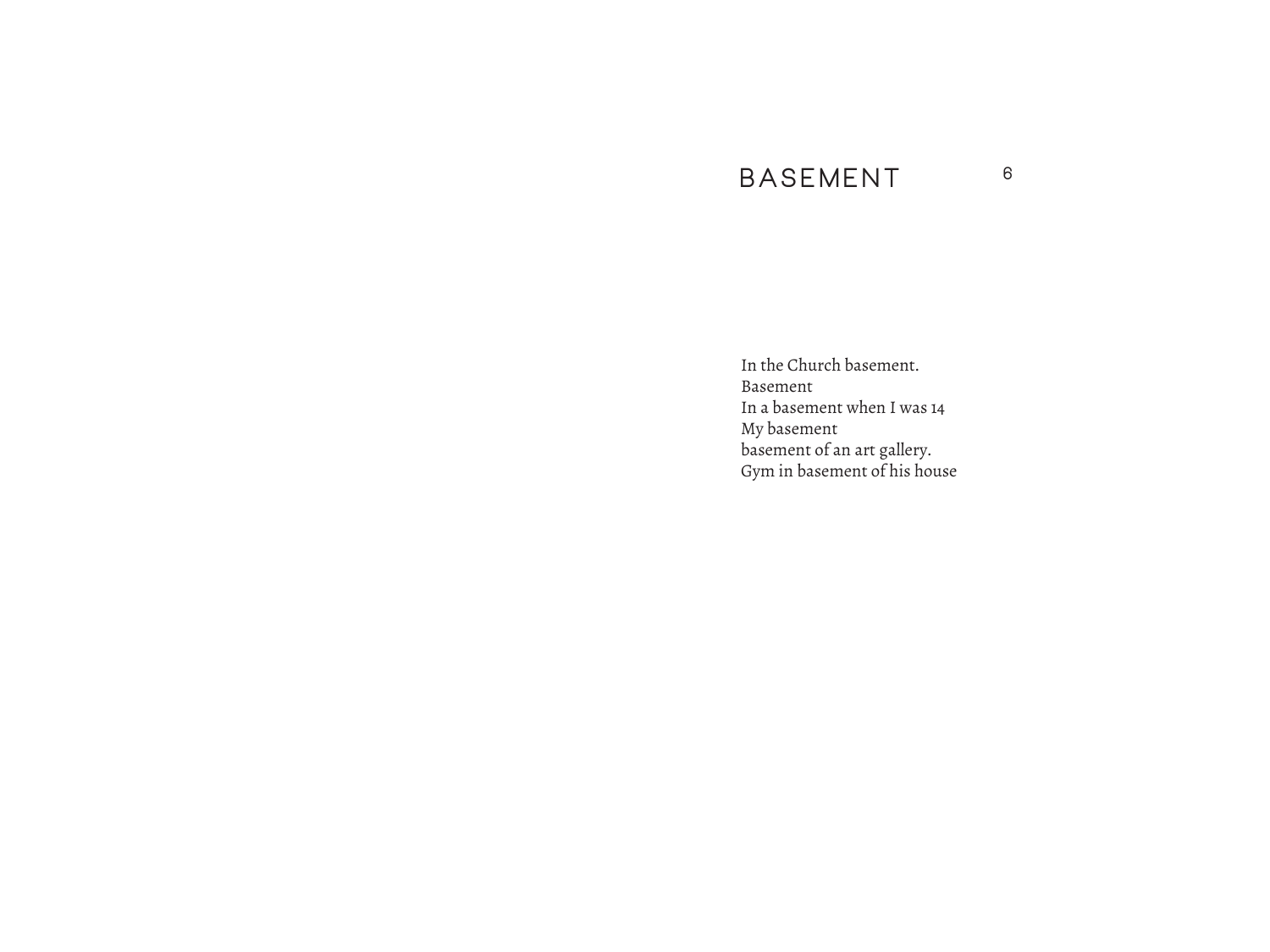# BASEMENT

In the Church basement.
Basement
In a basement when I was 14
My basement
basement of an art gallery.
Gym in basement of his house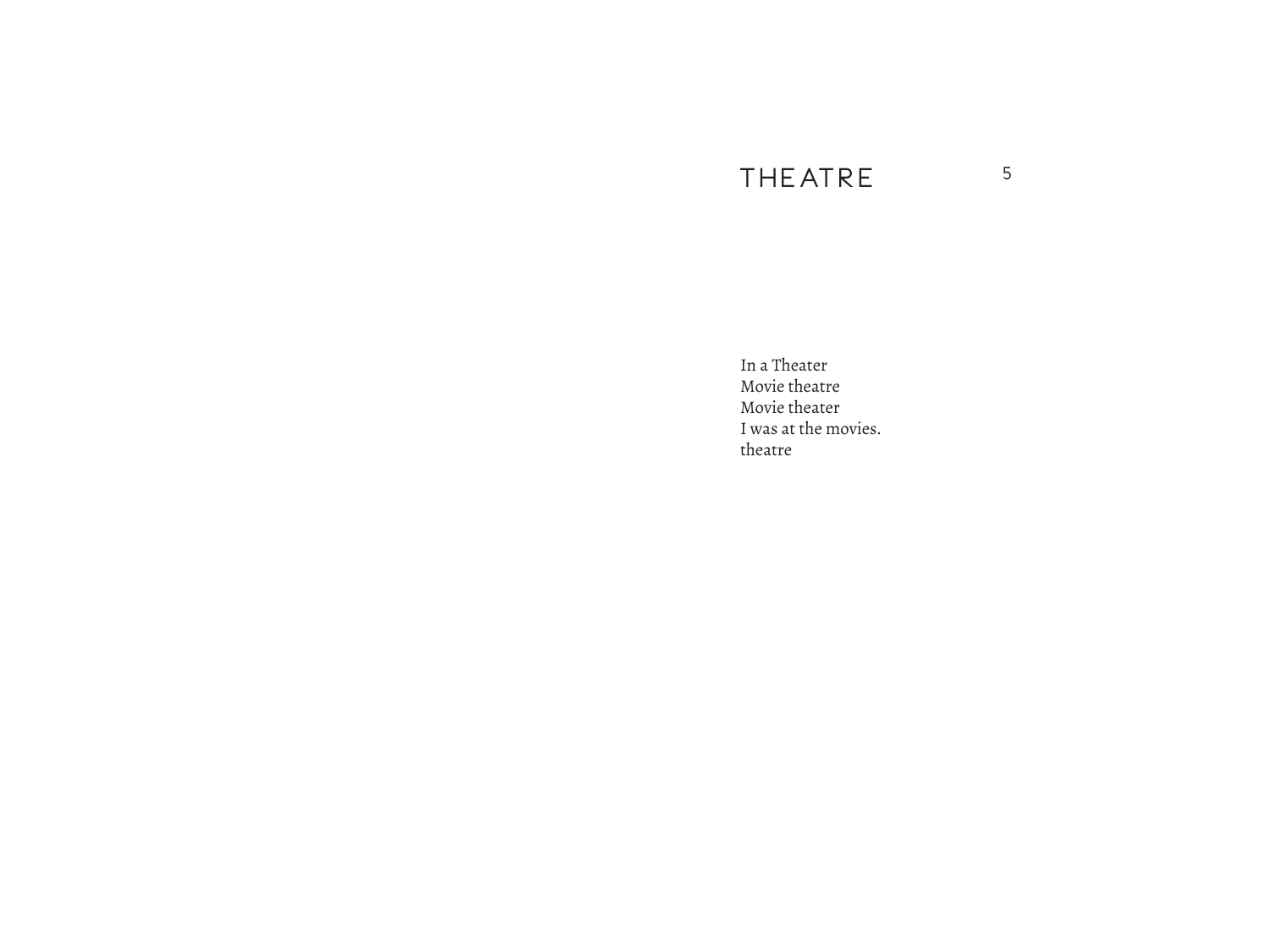# THEATRE

In a Theater
Movie theatre
Movie theater
I was at the movies.
theatre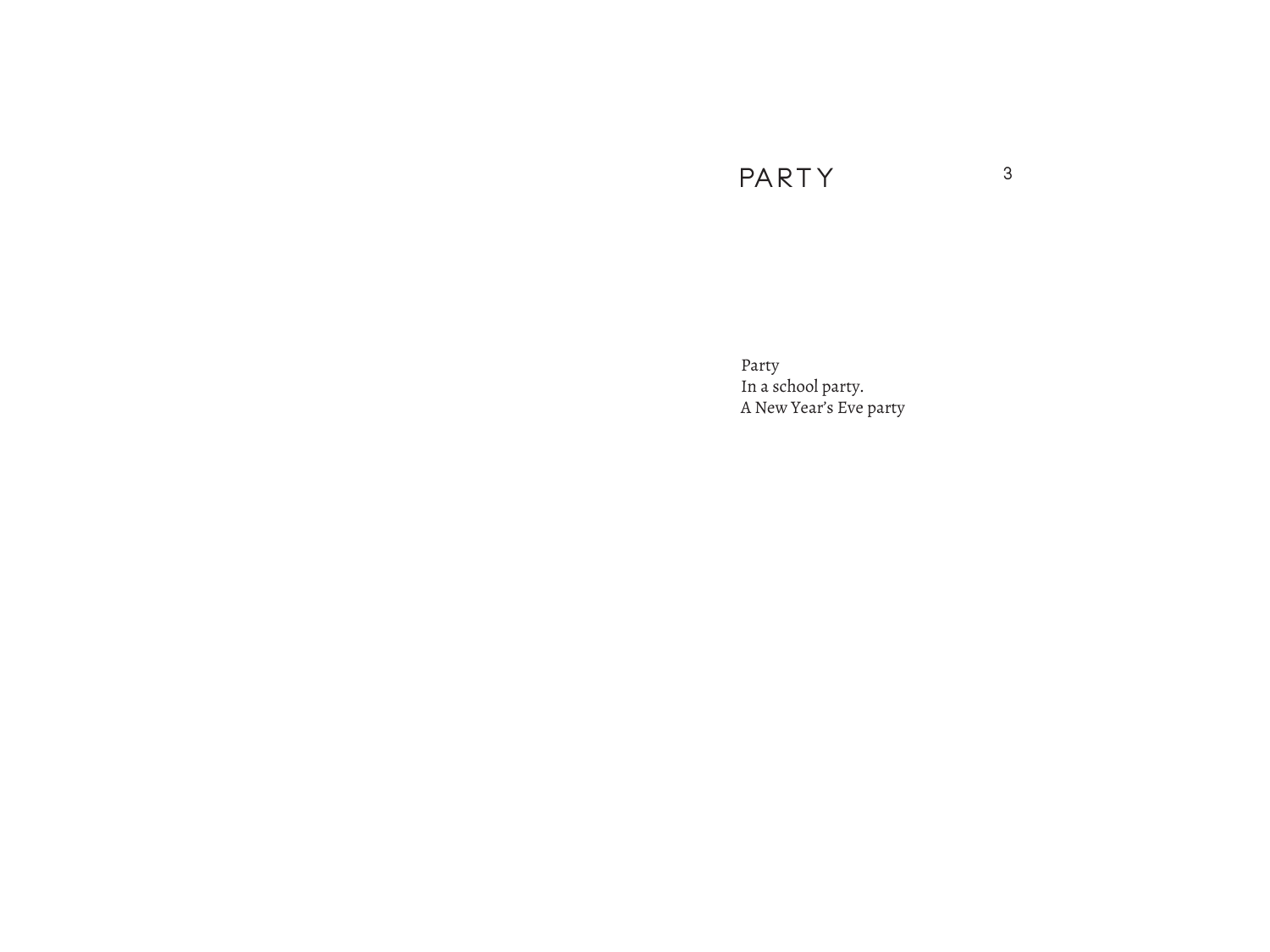# PARTY

Party  
In a school party.  
A New Year's Eve party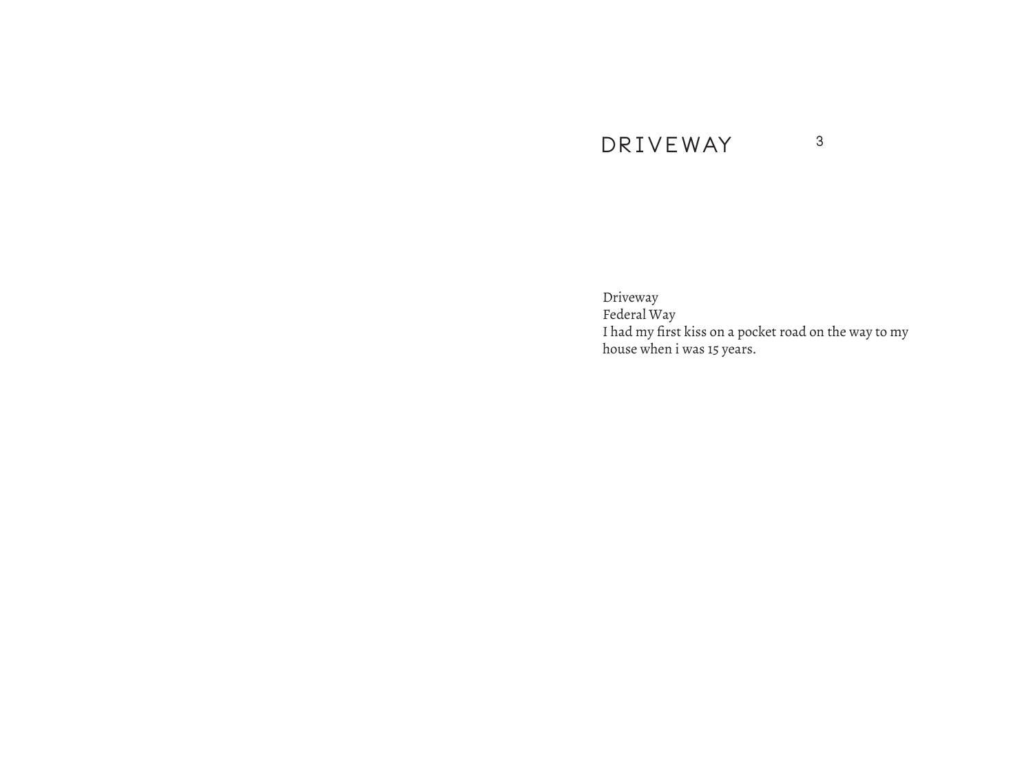# DRIVEWAY

Driveway
Federal Way
I had my first kiss on a pocket road on the way to my house when i was 15 years.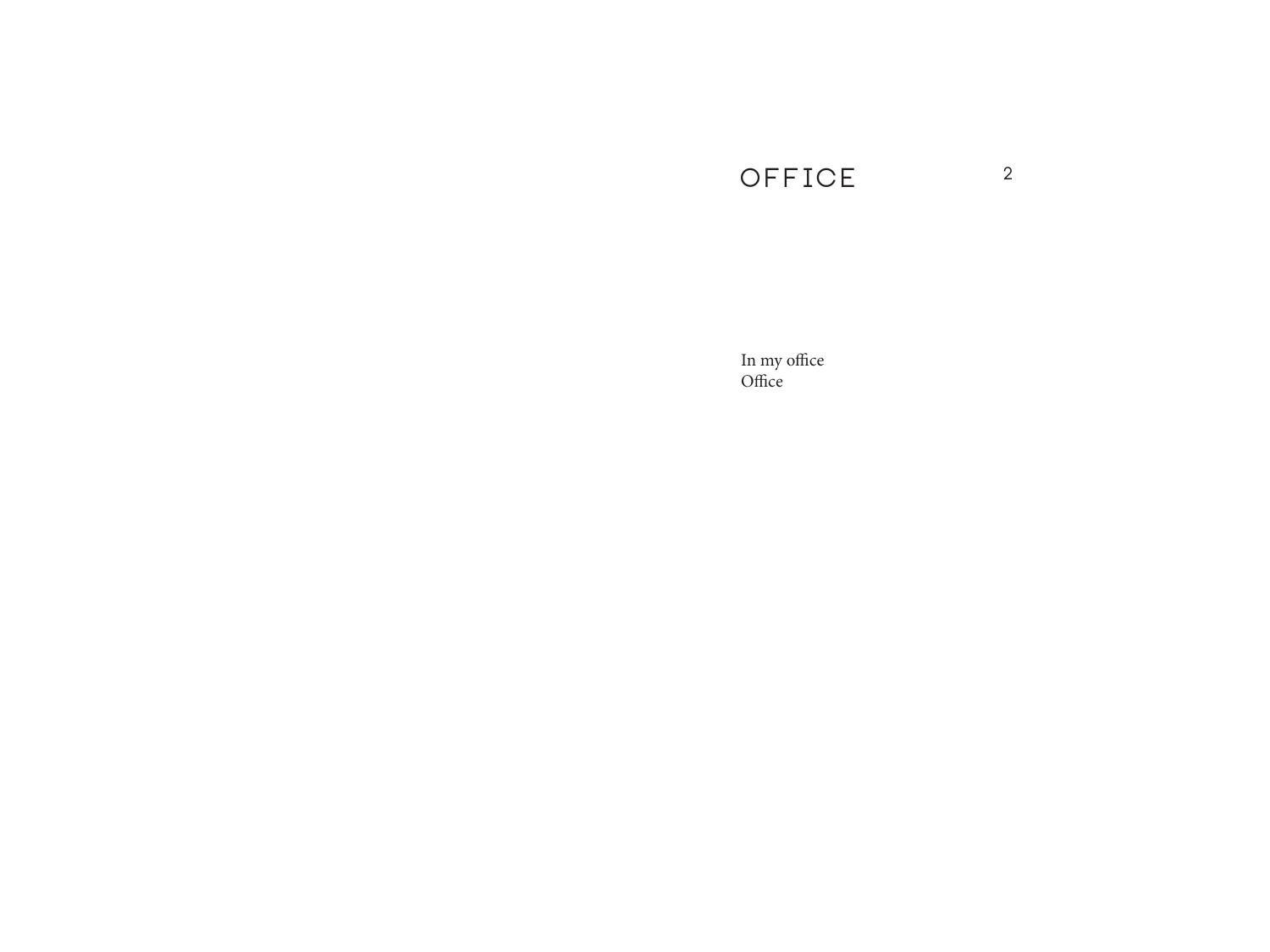# OFFICE

In my office
Office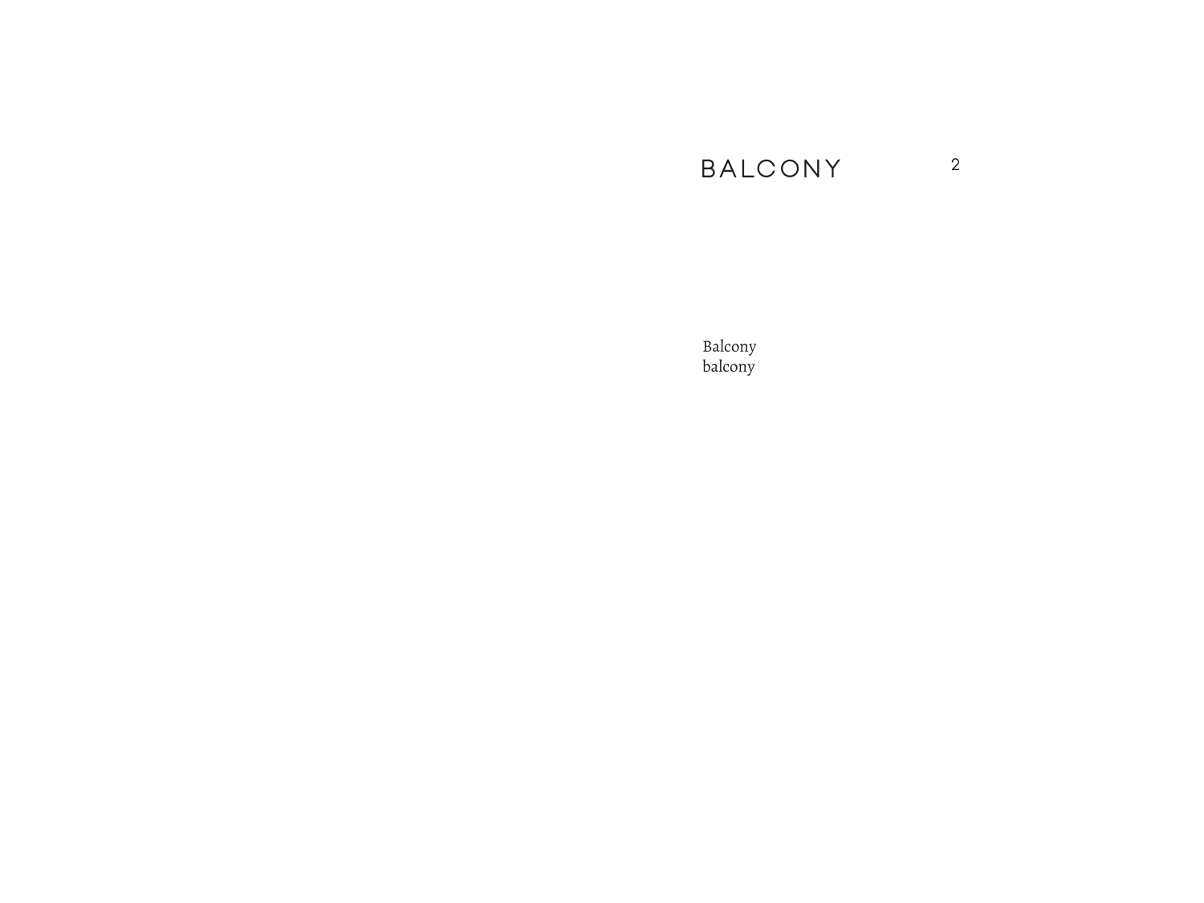# BALCONY

Balcony
balcony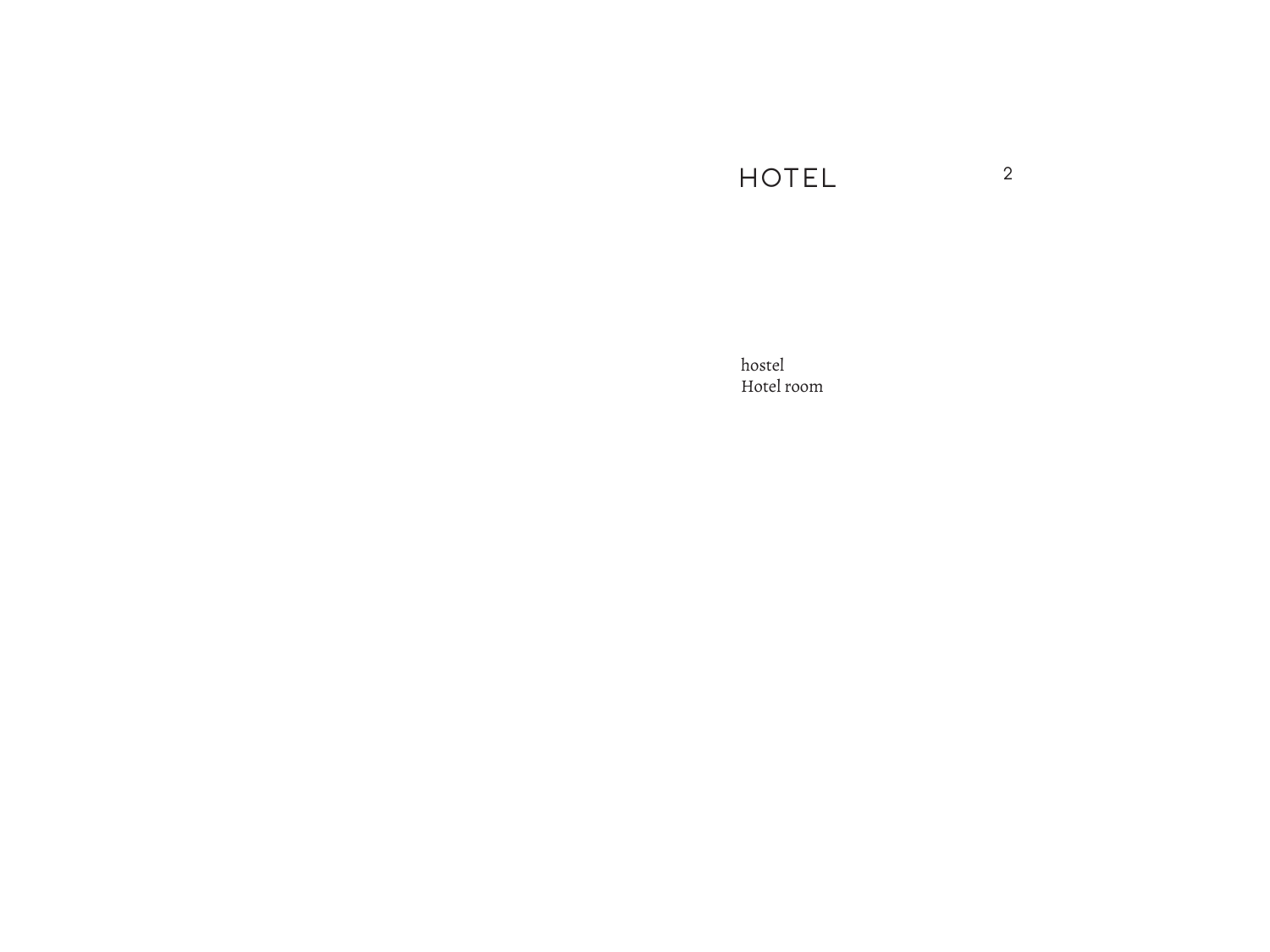# HOTEL

2

hostel
Hotel room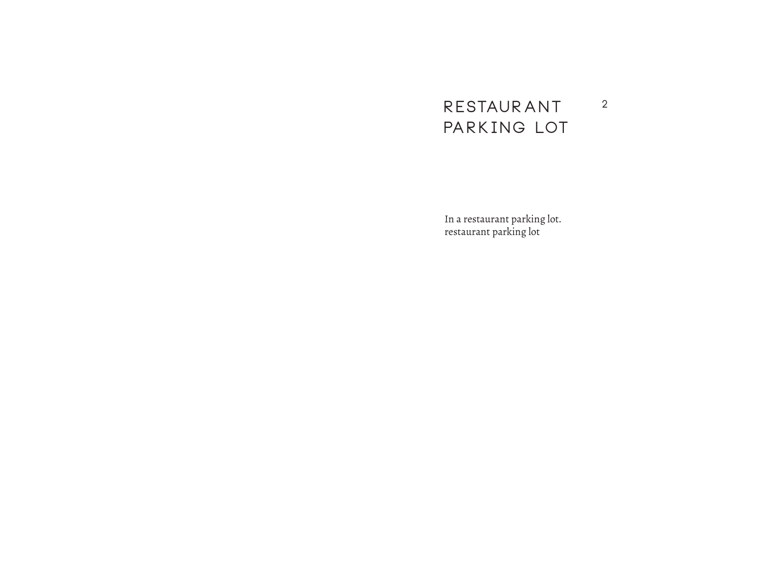# RESTAURANT PARKING LOT

In a restaurant parking lot.
restaurant parking lot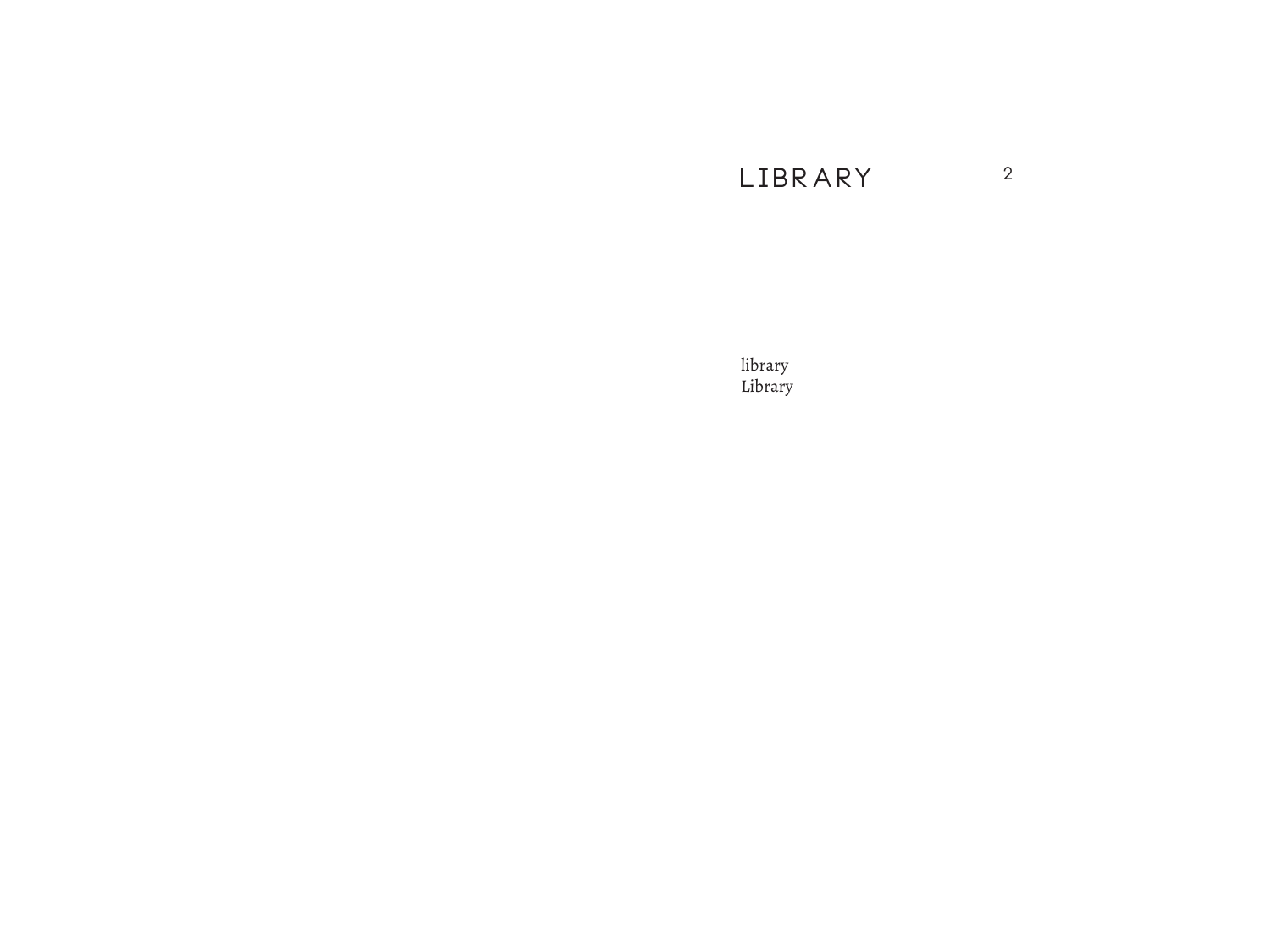# LIBRARY

library
Library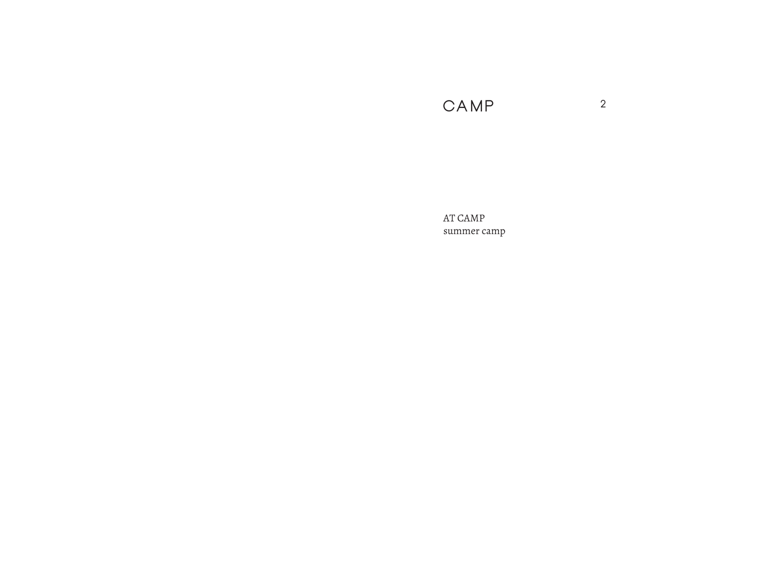# CAMP

AT CAMP
summer camp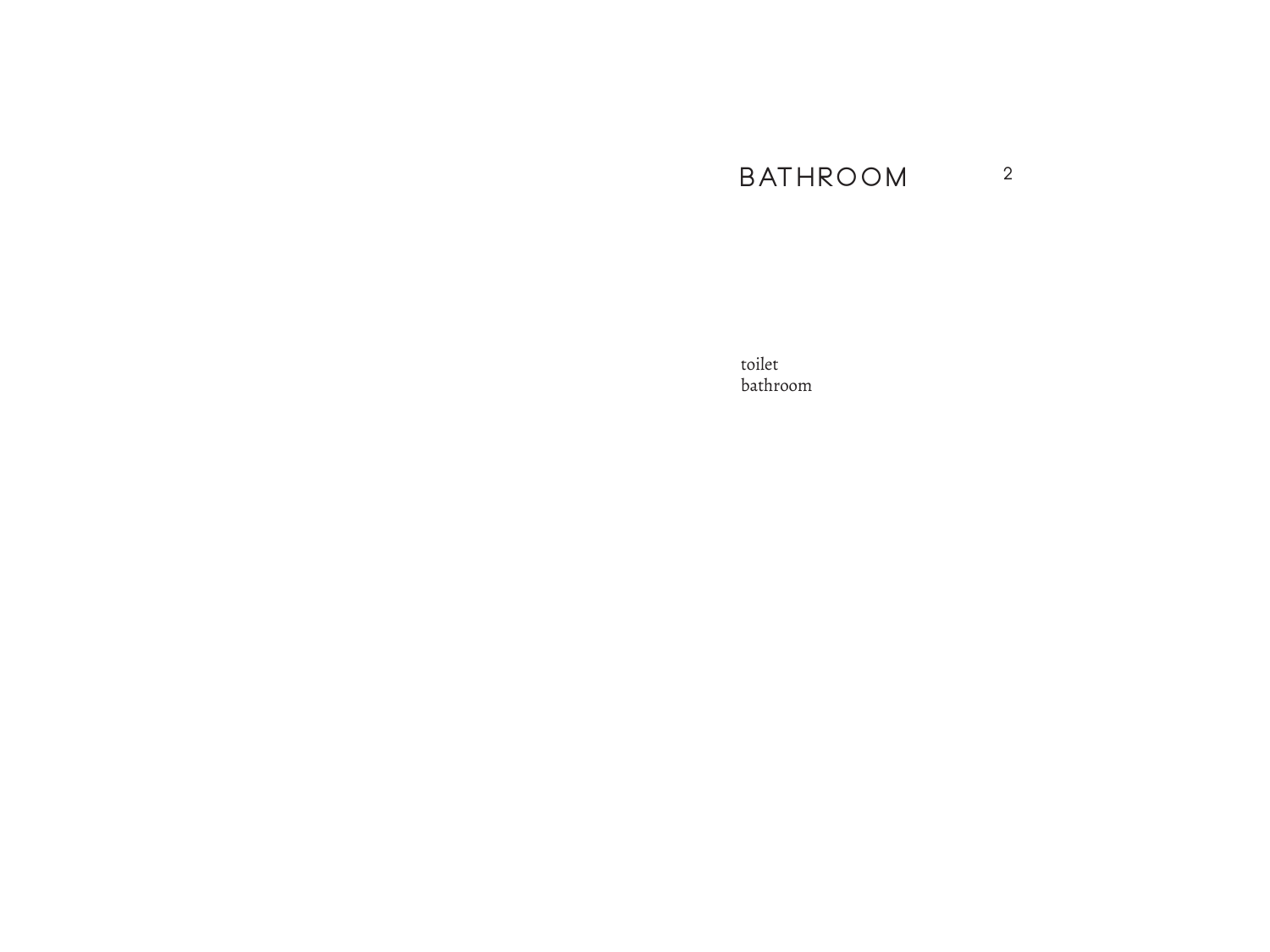# BATHROOM

2

toilet
bathroom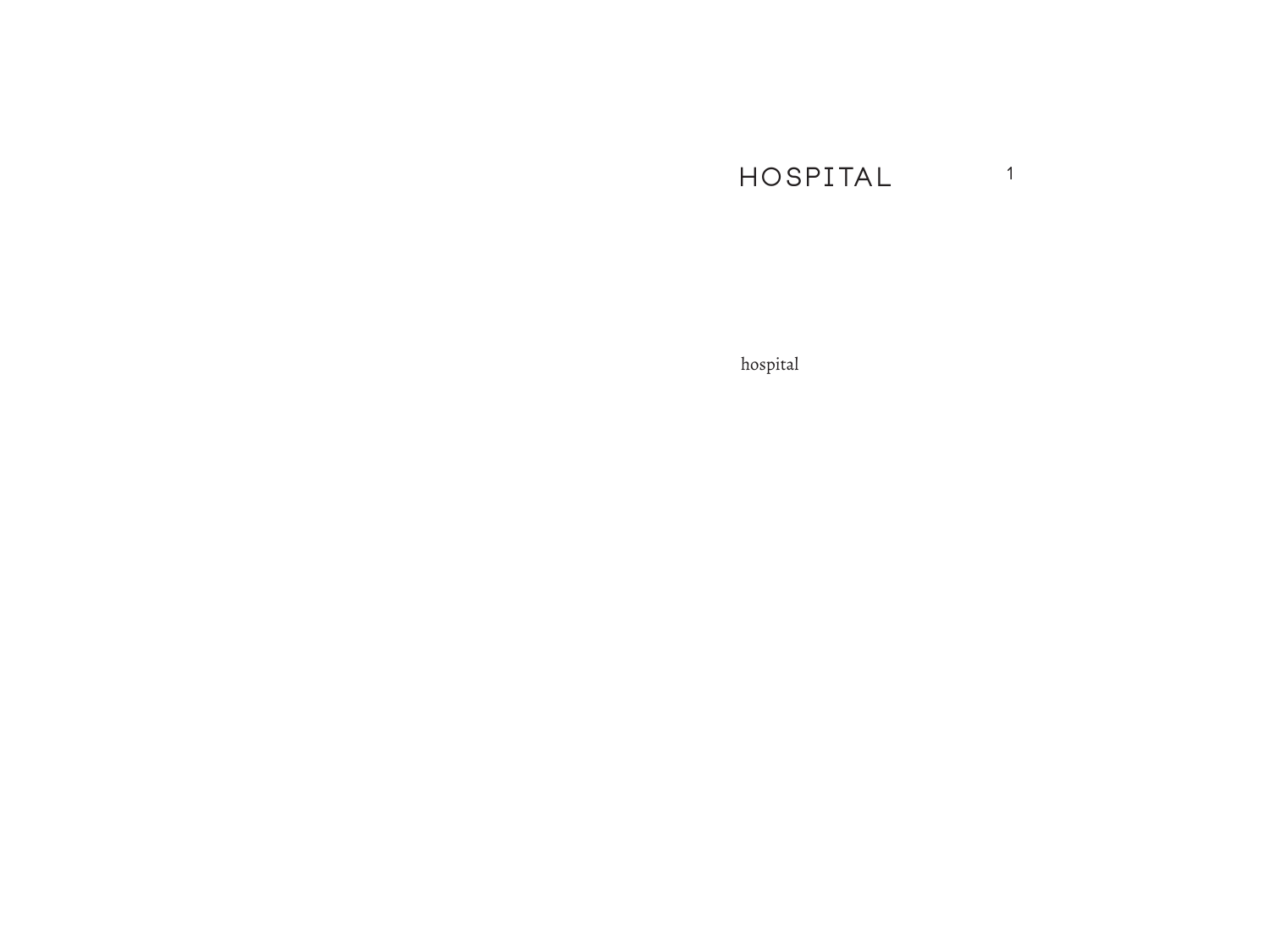# HOSPITAL

hospital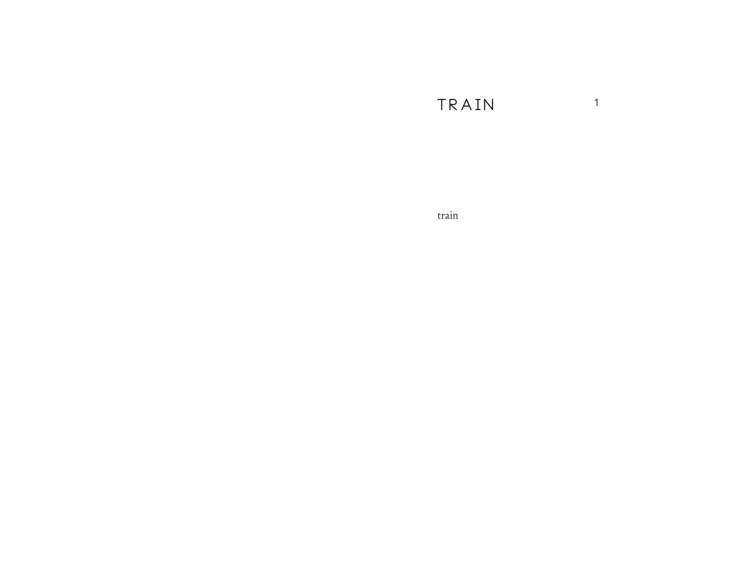# TRAIN

train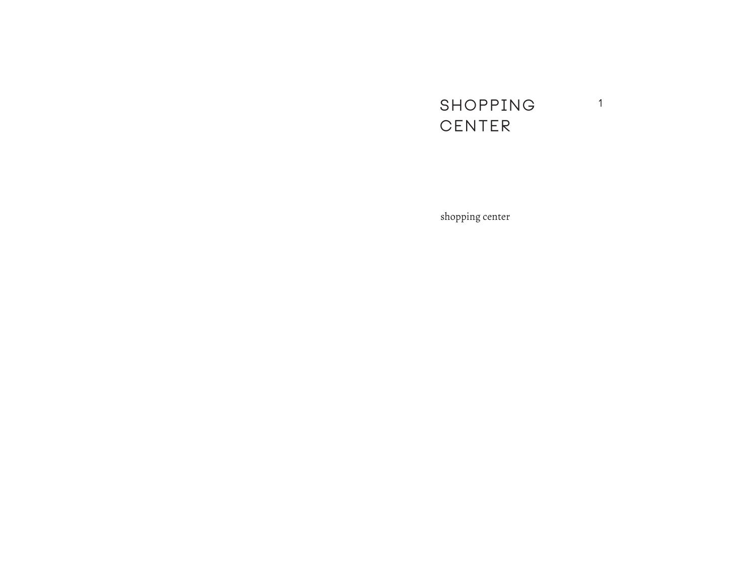# SHOPPING CENTER

shopping center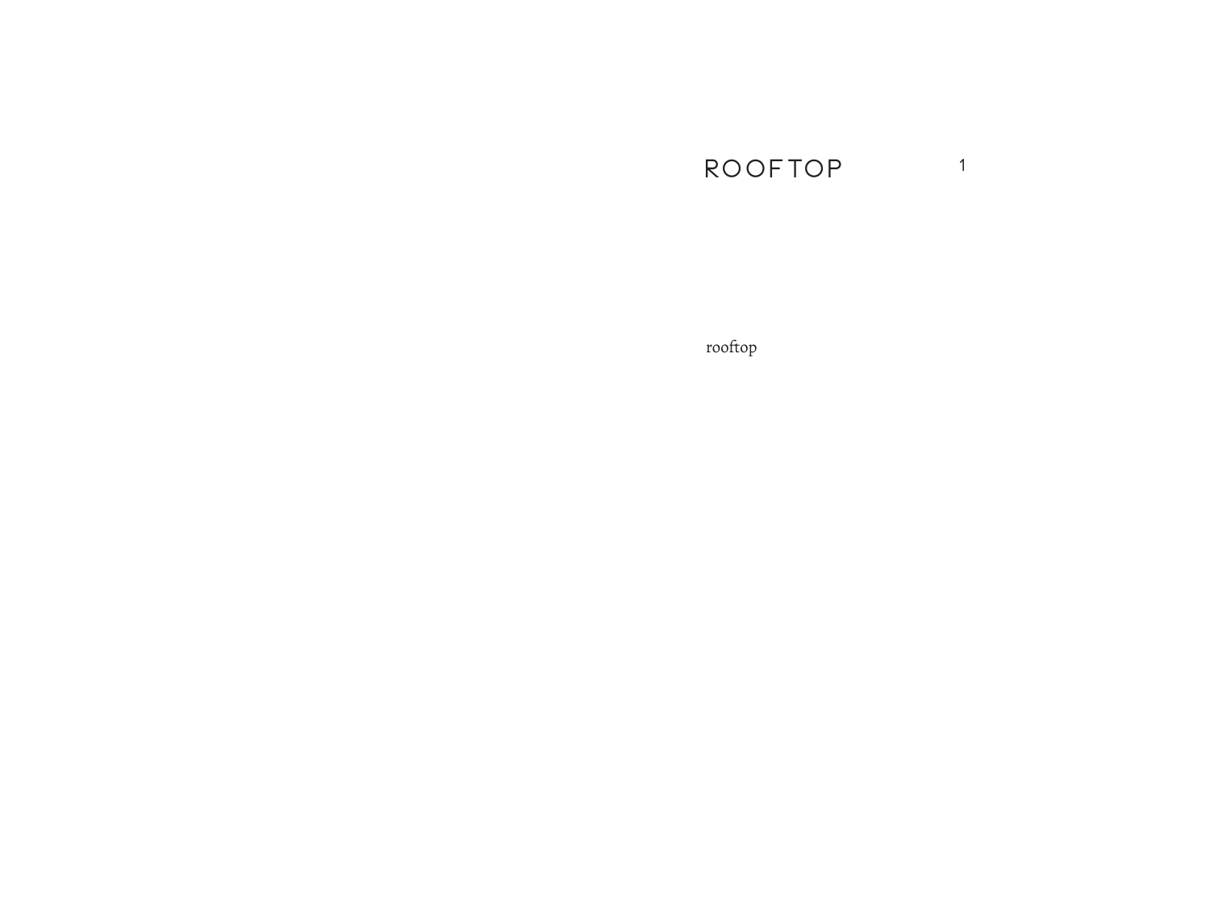# ROOFTOP

rooftop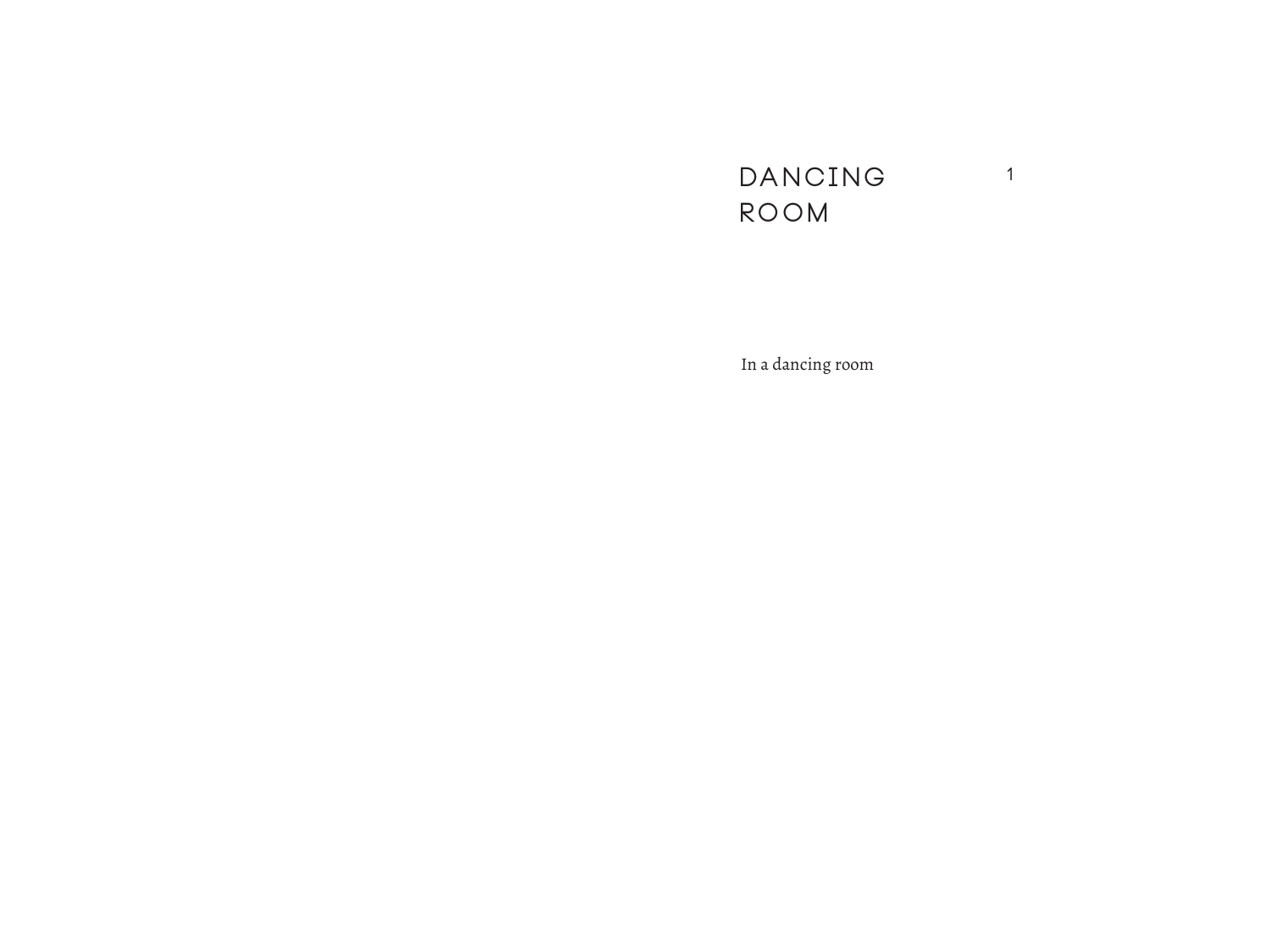# DANCING ROOM

In a dancing room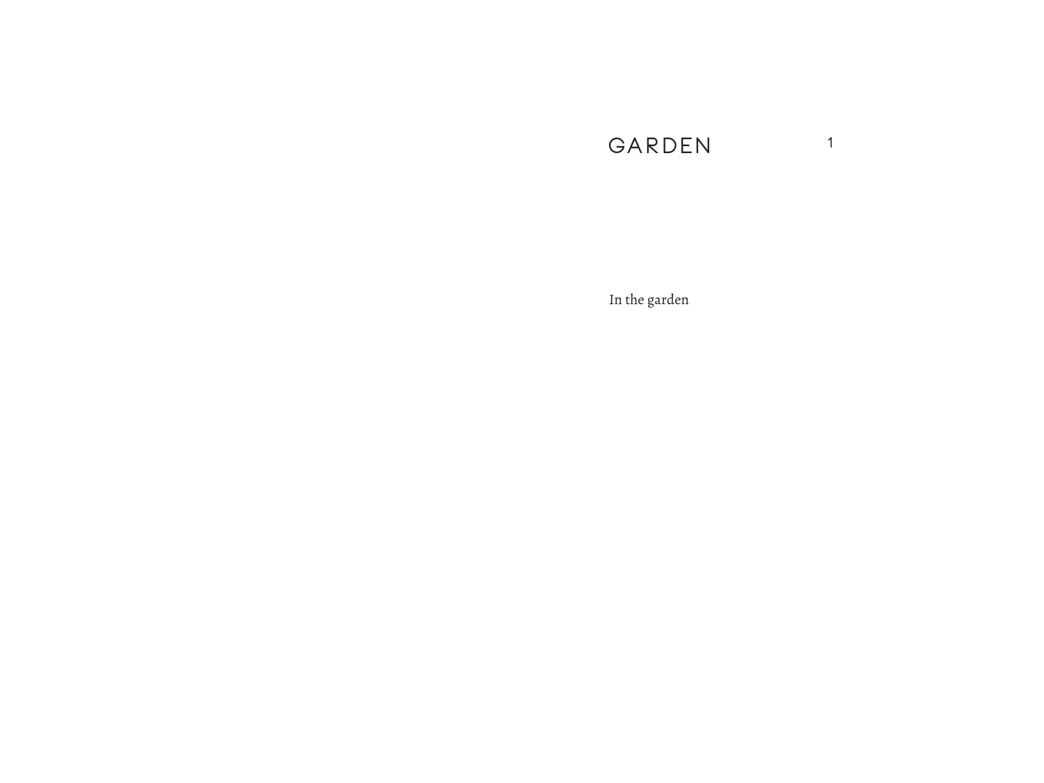# GARDEN

In the garden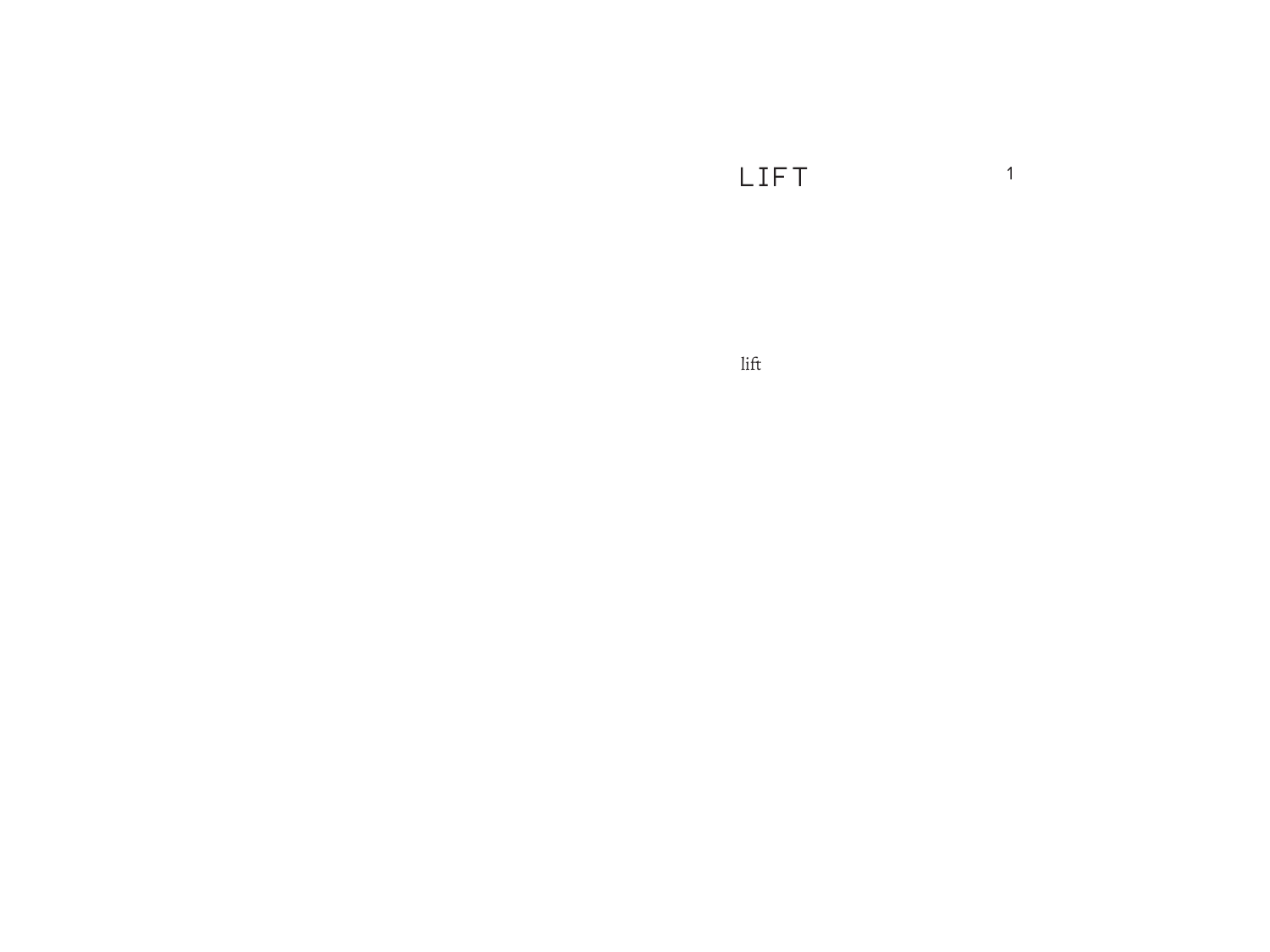# LIFT

lift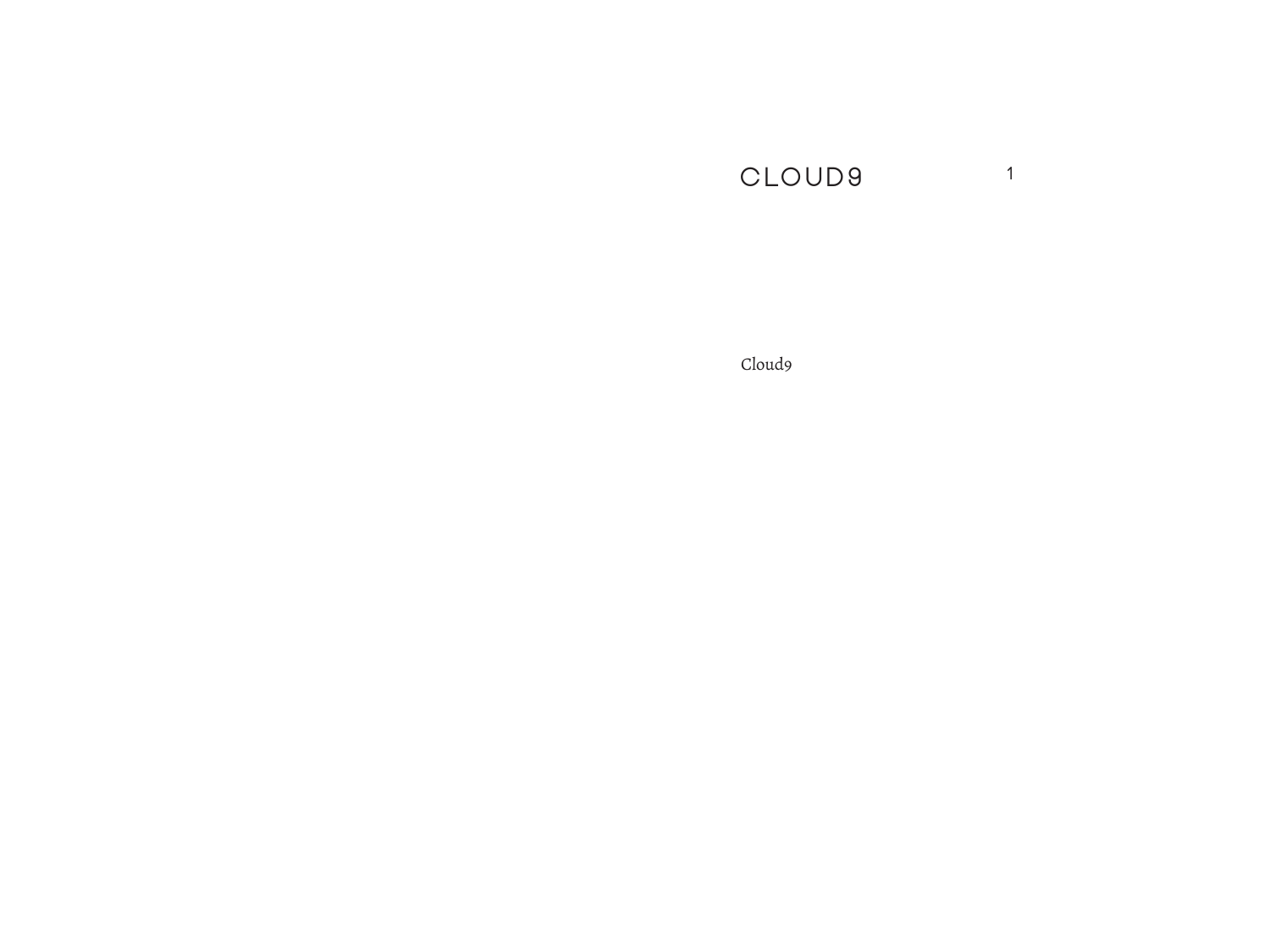Cloud9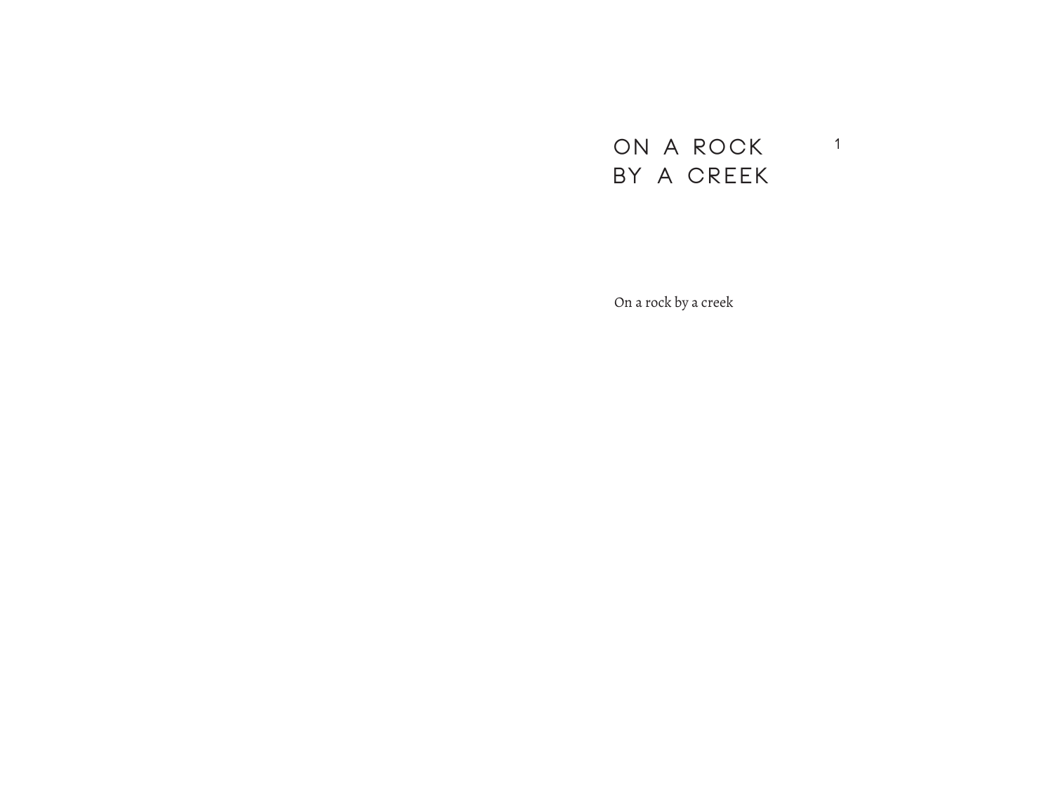# ON A ROCK BY A CREEK

On a rock by a creek